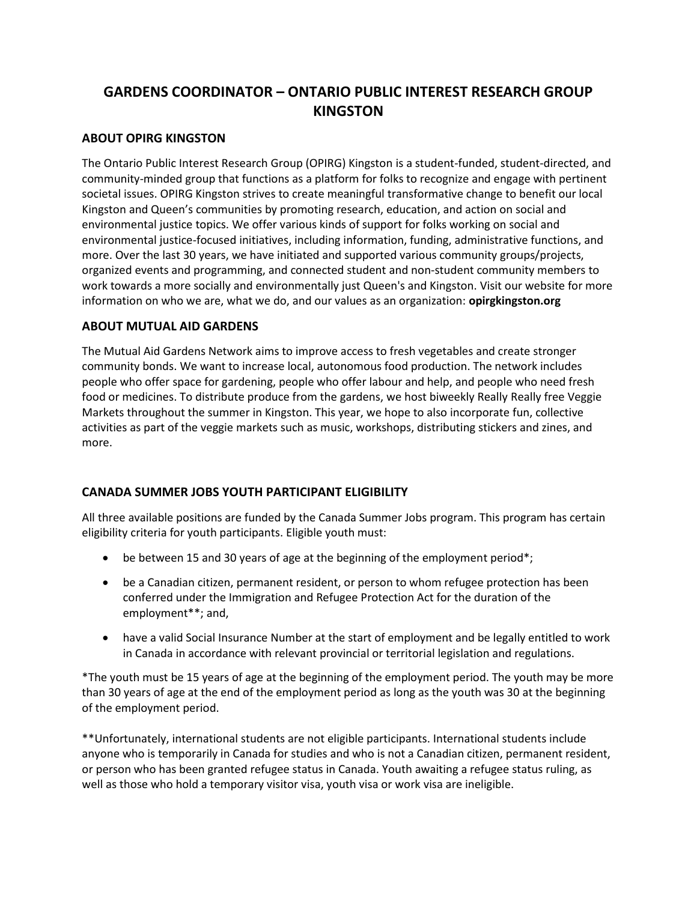# GARDENS COORDINATOR – ONTARIO PUBLIC INTEREST RESEARCH GROUP KINGSTON

## ABOUT OPIRG KINGSTON

The Ontario Public Interest Research Group (OPIRG) Kingston is a student-funded, student-directed, and community-minded group that functions as a platform for folks to recognize and engage with pertinent societal issues. OPIRG Kingston strives to create meaningful transformative change to benefit our local Kingston and Queen's communities by promoting research, education, and action on social and environmental justice topics. We offer various kinds of support for folks working on social and environmental justice-focused initiatives, including information, funding, administrative functions, and more. Over the last 30 years, we have initiated and supported various community groups/projects, organized events and programming, and connected student and non-student community members to work towards a more socially and environmentally just Queen's and Kingston. Visit our website for more information on who we are, what we do, and our values as an organization: **opirgkingston.org**

## ABOUT MUTUAL AID GARDENS

The Mutual Aid Gardens Network aims to improve access to fresh vegetables and create stronger community bonds. We want to increase local, autonomous food production. The network includes people who offer space for gardening, people who offer labour and help, and people who need fresh food or medicines. To distribute produce from the gardens, we host biweekly Really Really free Veggie Markets throughout the summer in Kingston. This year, we hope to also incorporate fun, collective activities as part of the veggie markets such as music, workshops, distributing stickers and zines, and more.

## CANADA SUMMER JOBS YOUTH PARTICIPANT ELIGIBILITY

All three available positions are funded by the Canada Summer Jobs program. This program has certain eligibility criteria for youth participants. Eligible youth must:

- be between 15 and 30 years of age at the beginning of the employment period*;
- be a Canadian citizen, permanent resident, or person to whom refugee protection has been conferred under the Immigration and Refugee Protection Act for the duration of the employment**; and,
- have a valid Social Insurance Number at the start of employment and be legally entitled to work in Canada in accordance with relevant provincial or territorial legislation and regulations.

*The youth must be 15 years of age at the beginning of the employment period. The youth may be more than 30 years of age at the end of the employment period as long as the youth was 30 at the beginning of the employment period.

**Unfortunately, international students are not eligible participants. International students include anyone who is temporarily in Canada for studies and who is not a Canadian citizen, permanent resident, or person who has been granted refugee status in Canada. Youth awaiting a refugee status ruling, as well as those who hold a temporary visitor visa, youth visa or work visa are ineligible.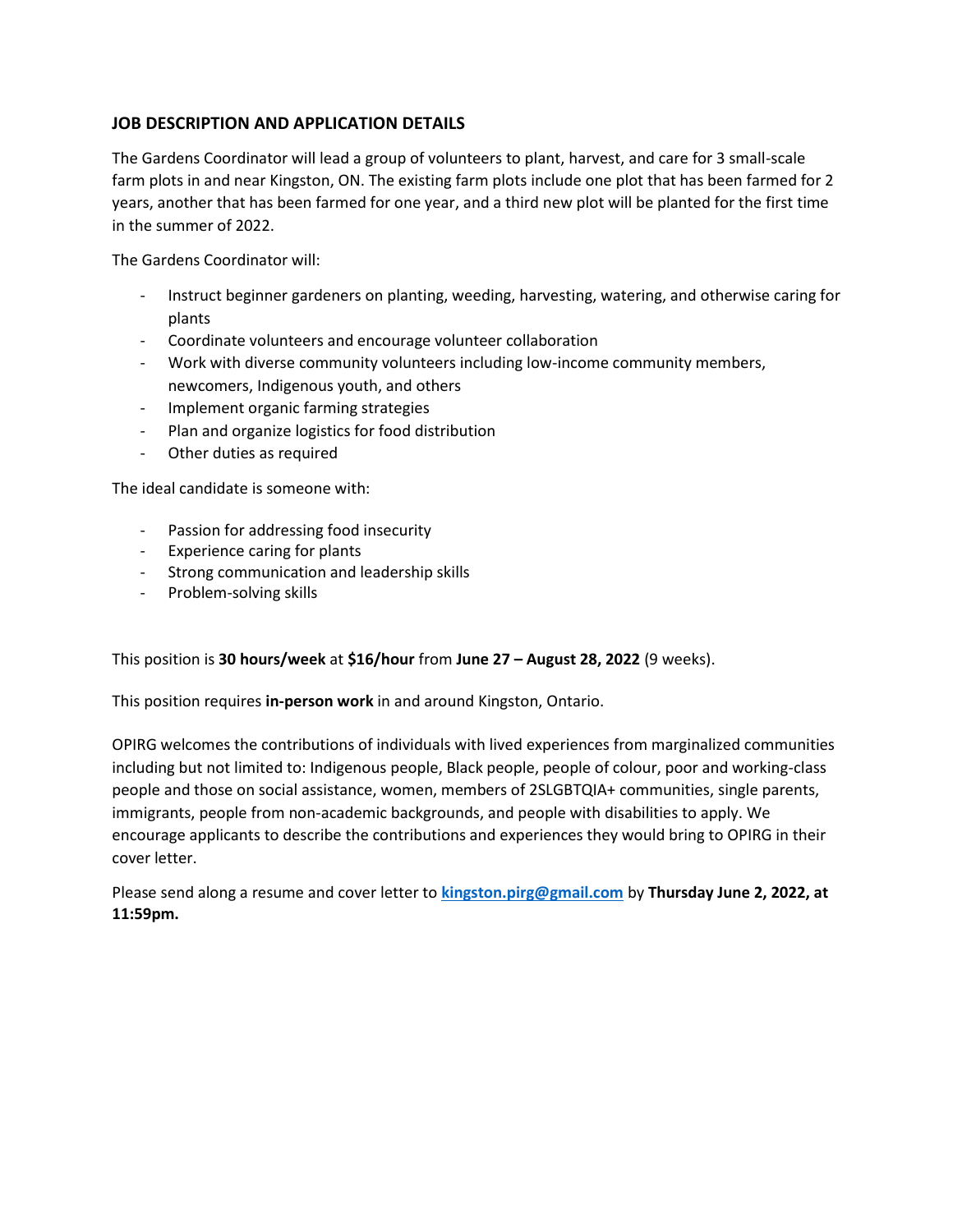### JOB DESCRIPTION AND APPLICATION DETAILS

The Gardens Coordinator will lead a group of volunteers to plant, harvest, and care for 3 small-scale farm plots in and near Kingston, ON. The existing farm plots include one plot that has been farmed for 2 years, another that has been farmed for one year, and a third new plot will be planted for the first time in the summer of 2022.

The Gardens Coordinator will:

- Instruct beginner gardeners on planting, weeding, harvesting, watering, and otherwise caring for plants
- Coordinate volunteers and encourage volunteer collaboration
- Work with diverse community volunteers including low-income community members, newcomers, Indigenous youth, and others
- Implement organic farming strategies
- Plan and organize logistics for food distribution
- Other duties as required

The ideal candidate is someone with:

- Passion for addressing food insecurity
- Experience caring for plants
- Strong communication and leadership skills
- Problem-solving skills

This position is **30 hours/week** at **$16/hour** from **June 27 – August 28, 2022** (9 weeks).

This position requires **in-person work** in and around Kingston, Ontario.

OPIRG welcomes the contributions of individuals with lived experiences from marginalized communities including but not limited to: Indigenous people, Black people, people of colour, poor and working-class people and those on social assistance, women, members of 2SLGBTQIA+ communities, single parents, immigrants, people from non-academic backgrounds, and people with disabilities to apply. We encourage applicants to describe the contributions and experiences they would bring to OPIRG in their cover letter.

Please send along a resume and cover letter to **kingston.pirg@gmail.com** by **Thursday June 2, 2022, at 11:59pm.**